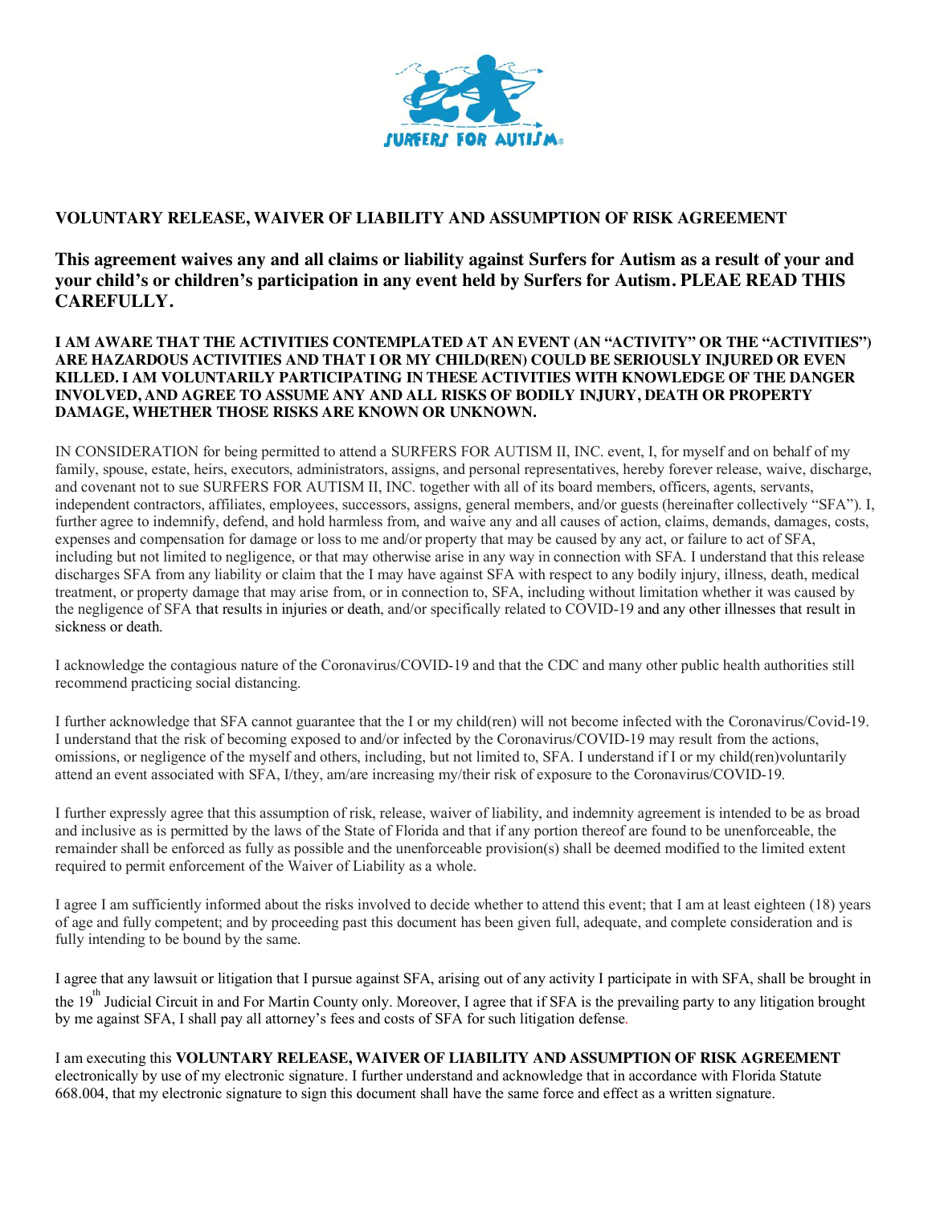# VOLUNTARY RELEASE, WAIVER OF LIABILITY AND ASSUMPTION OF RISK AGREEMENT

**This agreement waives any and all claims or liability against Surfers for Autism as a result of your and your child's or children's participation in any event held by Surfers for Autism. PLEAE READ THIS CAREFULLY.**

**I AM AWARE THAT THE ACTIVITIES CONTEMPLATED AT AN EVENT (AN "ACTIVITY" OR THE "ACTIVITIES") ARE HAZARDOUS ACTIVITIES AND THAT I OR MY CHILD(REN) COULD BE SERIOUSLY INJURED OR EVEN KILLED. I AM VOLUNTARILY PARTICIPATING IN THESE ACTIVITIES WITH KNOWLEDGE OF THE DANGER INVOLVED, AND AGREE TO ASSUME ANY AND ALL RISKS OF BODILY INJURY, DEATH OR PROPERTY DAMAGE, WHETHER THOSE RISKS ARE KNOWN OR UNKNOWN.**

IN CONSIDERATION for being permitted to attend a SURFERS FOR AUTISM II, INC. event, I, for myself and on behalf of my family, spouse, estate, heirs, executors, administrators, assigns, and personal representatives, hereby forever release, waive, discharge, and covenant not to sue SURFERS FOR AUTISM II, INC. together with all of its board members, officers, agents, servants, independent contractors, affiliates, employees, successors, assigns, general members, and/or guests (hereinafter collectively "SFA"). I, further agree to indemnify, defend, and hold harmless from, and waive any and all causes of action, claims, demands, damages, costs, expenses and compensation for damage or loss to me and/or property that may be caused by any act, or failure to act of SFA, including but not limited to negligence, or that may otherwise arise in any way in connection with SFA. I understand that this release discharges SFA from any liability or claim that the I may have against SFA with respect to any bodily injury, illness, death, medical treatment, or property damage that may arise from, or in connection to, SFA, including without limitation whether it was caused by the negligence of SFA that results in injuries or death, and/or specifically related to COVID-19 and any other illnesses that result in sickness or death.

I acknowledge the contagious nature of the Coronavirus/COVID-19 and that the CDC and many other public health authorities still recommend practicing social distancing.

I further acknowledge that SFA cannot guarantee that the I or my child(ren) will not become infected with the Coronavirus/Covid-19. I understand that the risk of becoming exposed to and/or infected by the Coronavirus/COVID-19 may result from the actions, omissions, or negligence of the myself and others, including, but not limited to, SFA. I understand if I or my child(ren)voluntarily attend an event associated with SFA, I/they, am/are increasing my/their risk of exposure to the Coronavirus/COVID-19.

I further expressly agree that this assumption of risk, release, waiver of liability, and indemnity agreement is intended to be as broad and inclusive as is permitted by the laws of the State of Florida and that if any portion thereof are found to be unenforceable, the remainder shall be enforced as fully as possible and the unenforceable provision(s) shall be deemed modified to the limited extent required to permit enforcement of the Waiver of Liability as a whole.

I agree I am sufficiently informed about the risks involved to decide whether to attend this event; that I am at least eighteen (18) years of age and fully competent; and by proceeding past this document has been given full, adequate, and complete consideration and is fully intending to be bound by the same.

I agree that any lawsuit or litigation that I pursue against SFA, arising out of any activity I participate in with SFA, shall be brought in the 19th Judicial Circuit in and For Martin County only. Moreover, I agree that if SFA is the prevailing party to any litigation brought by me against SFA, I shall pay all attorney's fees and costs of SFA for such litigation defense.

I am executing this **VOLUNTARY RELEASE, WAIVER OF LIABILITY AND ASSUMPTION OF RISK AGREEMENT** electronically by use of my electronic signature. I further understand and acknowledge that in accordance with Florida Statute 668.004, that my electronic signature to sign this document shall have the same force and effect as a written signature.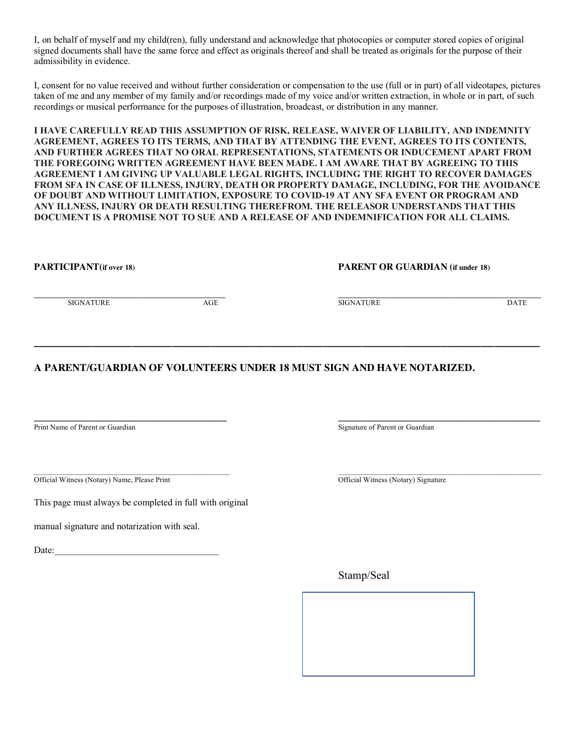I, on behalf of myself and my child(ren), fully understand and acknowledge that photocopies or computer stored copies of original signed documents shall have the same force and effect as originals thereof and shall be treated as originals for the purpose of their admissibility in evidence.

I, consent for no value received and without further consideration or compensation to the use (full or in part) of all videotapes, pictures taken of me and any member of my family and/or recordings made of my voice and/or written extraction, in whole or in part, of such recordings or musical performance for the purposes of illustration, broadcast, or distribution in any manner.

**I HAVE CAREFULLY READ THIS ASSUMPTION OF RISK, RELEASE, WAIVER OF LIABILITY, AND INDEMNITY AGREEMENT, AGREES TO ITS TERMS, AND THAT BY ATTENDING THE EVENT, AGREES TO ITS CONTENTS, AND FURTHER AGREES THAT NO ORAL REPRESENTATIONS, STATEMENTS OR INDUCEMENT APART FROM THE FOREGOING WRITTEN AGREEMENT HAVE BEEN MADE. I AM AWARE THAT BY AGREEING TO THIS AGREEMENT I AM GIVING UP VALUABLE LEGAL RIGHTS, INCLUDING THE RIGHT TO RECOVER DAMAGES FROM SFA IN CASE OF ILLNESS, INJURY, DEATH OR PROPERTY DAMAGE, INCLUDING, FOR THE AVOIDANCE OF DOUBT AND WITHOUT LIMITATION, EXPOSURE TO COVID-19 AT ANY SFA EVENT OR PROGRAM AND ANY ILLNESS, INJURY OR DEATH RESULTING THEREFROM. THE RELEASOR UNDERSTANDS THAT THIS DOCUMENT IS A PROMISE NOT TO SUE AND A RELEASE OF AND INDEMNIFICATION FOR ALL CLAIMS.**

**PARTICIPANT(if over 18)**

_______________________________________________

SIGNATURE AGE

**PARENT OR GUARDIAN (if under 18)**

_______________________________________________

SIGNATURE DATE

---

**A PARENT/GUARDIAN OF VOLUNTEERS UNDER 18 MUST SIGN AND HAVE NOTARIZED.**

_______________________________________________

Print Name of Parent or Guardian

_______________________________________________

Signature of Parent or Guardian

_______________________________________________

Official Witness (Notary) Name, Please Print

_______________________________________________

Official Witness (Notary) Signature

This page must always be completed in full with original

manual signature and notarization with seal.

Date:___________________________________

Stamp/Seal